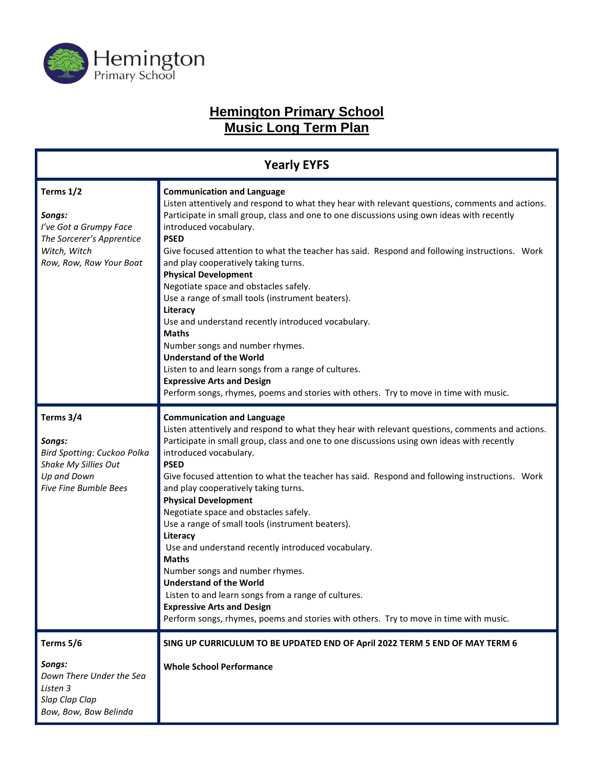# Hemington Primary School
# Music Long Term Plan

| Yearly EYFS | |
|---|---|
| **Terms 1/2**<br><br>***Songs:***<br>*I've Got a Grumpy Face*<br>*The Sorcerer's Apprentice*<br>*Witch, Witch*<br>*Row, Row, Row Your Boat* | **Communication and Language**<br>Listen attentively and respond to what they hear with relevant questions, comments and actions. Participate in small group, class and one to one discussions using own ideas with recently introduced vocabulary.<br>**PSED**<br>Give focused attention to what the teacher has said. Respond and following instructions. Work and play cooperatively taking turns.<br>**Physical Development**<br>Negotiate space and obstacles safely.<br>Use a range of small tools (instrument beaters).<br>**Literacy**<br>Use and understand recently introduced vocabulary.<br>**Maths**<br>Number songs and number rhymes.<br>**Understand of the World**<br>Listen to and learn songs from a range of cultures.<br>**Expressive Arts and Design**<br>Perform songs, rhymes, poems and stories with others. Try to move in time with music. |
| **Terms 3/4**<br><br>***Songs:***<br>*Bird Spotting: Cuckoo Polka*<br>*Shake My Sillies Out*<br>*Up and Down*<br>*Five Fine Bumble Bees* | **Communication and Language**<br>Listen attentively and respond to what they hear with relevant questions, comments and actions. Participate in small group, class and one to one discussions using own ideas with recently introduced vocabulary.<br>**PSED**<br>Give focused attention to what the teacher has said. Respond and following instructions. Work and play cooperatively taking turns.<br>**Physical Development**<br>Negotiate space and obstacles safely.<br>Use a range of small tools (instrument beaters).<br>**Literacy**<br>Use and understand recently introduced vocabulary.<br>**Maths**<br>Number songs and number rhymes.<br>**Understand of the World**<br>Listen to and learn songs from a range of cultures.<br>**Expressive Arts and Design**<br>Perform songs, rhymes, poems and stories with others. Try to move in time with music. |
| **Terms 5/6**<br><br>***Songs:***<br>*Down There Under the Sea*<br>*Listen 3*<br>*Slap Clap Clap*<br>*Bow, Bow, Bow Belinda* | **SING UP CURRICULUM TO BE UPDATED END OF April 2022 TERM 5 END OF MAY TERM 6**<br><br>**Whole School Performance** |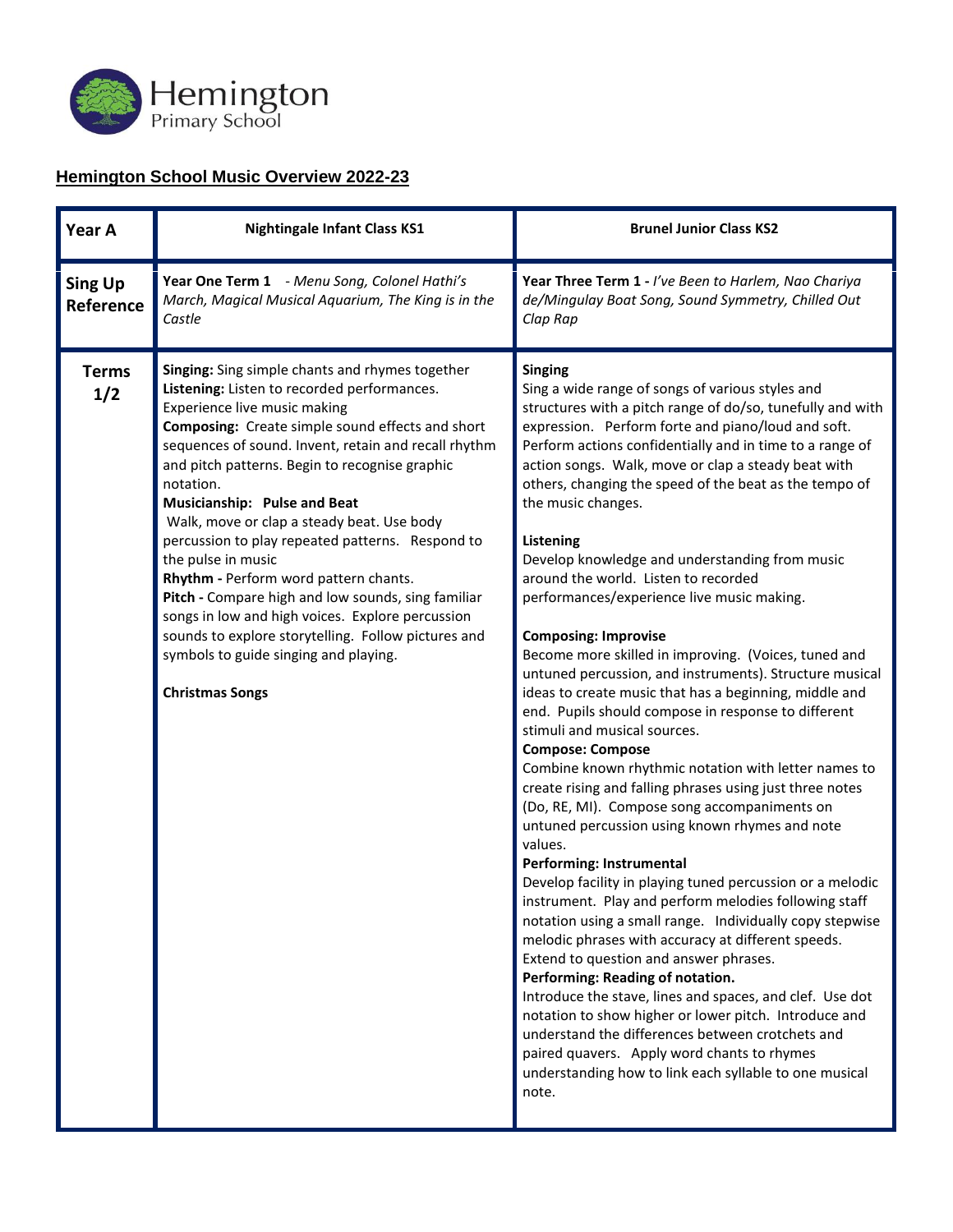Hemington Primary School

## Hemington School Music Overview 2022-23

| Year A | Nightingale Infant Class KS1 | Brunel Junior Class KS2 |
|---|---|---|
| **Sing Up Reference** | **Year One Term 1** - *Menu Song, Colonel Hathi's March, Magical Musical Aquarium, The King is in the Castle* | **Year Three Term 1 -** *I've Been to Harlem, Nao Chariya de/Mingulay Boat Song, Sound Symmetry, Chilled Out Clap Rap* |
| **Terms 1/2** | **Singing:** Sing simple chants and rhymes together<br>**Listening:** Listen to recorded performances. Experience live music making<br>**Composing:** Create simple sound effects and short sequences of sound. Invent, retain and recall rhythm and pitch patterns. Begin to recognise graphic notation.<br>**Musicianship: Pulse and Beat**<br>Walk, move or clap a steady beat. Use body percussion to play repeated patterns. Respond to the pulse in music<br>**Rhythm -** Perform word pattern chants.<br>**Pitch -** Compare high and low sounds, sing familiar songs in low and high voices. Explore percussion sounds to explore storytelling. Follow pictures and symbols to guide singing and playing.<br><br>**Christmas Songs** | **Singing**<br>Sing a wide range of songs of various styles and structures with a pitch range of do/so, tunefully and with expression. Perform forte and piano/loud and soft. Perform actions confidentially and in time to a range of action songs. Walk, move or clap a steady beat with others, changing the speed of the beat as the tempo of the music changes.<br><br>**Listening**<br>Develop knowledge and understanding from music around the world. Listen to recorded performances/experience live music making.<br><br>**Composing: Improvise**<br>Become more skilled in improving. (Voices, tuned and untuned percussion, and instruments). Structure musical ideas to create music that has a beginning, middle and end. Pupils should compose in response to different stimuli and musical sources.<br>**Compose: Compose**<br>Combine known rhythmic notation with letter names to create rising and falling phrases using just three notes (Do, RE, MI). Compose song accompaniments on untuned percussion using known rhymes and note values.<br>**Performing: Instrumental**<br>Develop facility in playing tuned percussion or a melodic instrument. Play and perform melodies following staff notation using a small range. Individually copy stepwise melodic phrases with accuracy at different speeds. Extend to question and answer phrases.<br>**Performing: Reading of notation.**<br>Introduce the stave, lines and spaces, and clef. Use dot notation to show higher or lower pitch. Introduce and understand the differences between crotchets and paired quavers. Apply word chants to rhymes understanding how to link each syllable to one musical note. |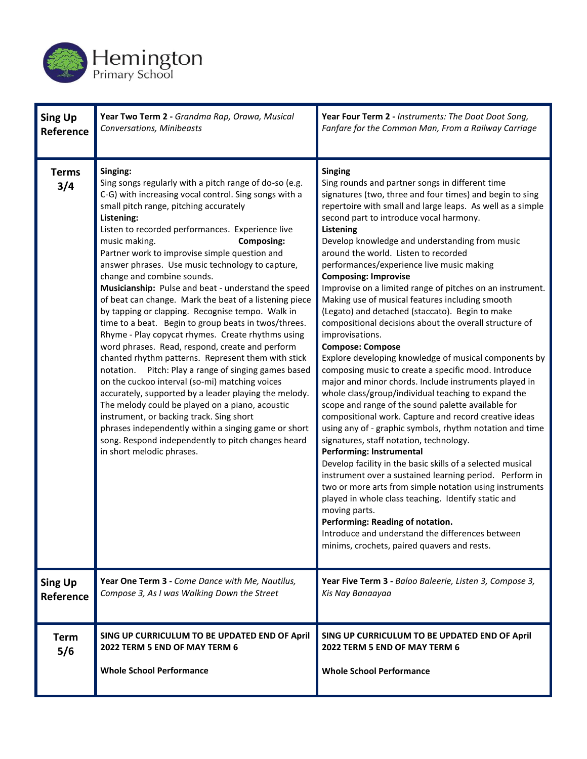Hemington Primary School

| | | |
|---|---|---|
| **Sing Up Reference** | **Year Two Term 2 -** *Grandma Rap, Orawa, Musical Conversations, Minibeasts* | **Year Four Term 2 -** *Instruments: The Doot Doot Song, Fanfare for the Common Man, From a Railway Carriage* |
| **Terms 3/4** | **Singing:**<br>Sing songs regularly with a pitch range of do-so (e.g. C-G) with increasing vocal control. Sing songs with a small pitch range, pitching accurately<br>**Listening:**<br>Listen to recorded performances. Experience live music making. **Composing:**<br>Partner work to improvise simple question and answer phrases. Use music technology to capture, change and combine sounds.<br>**Musicianship:** Pulse and beat - understand the speed of beat can change. Mark the beat of a listening piece by tapping or clapping. Recognise tempo. Walk in time to a beat. Begin to group beats in twos/threes. Rhyme - Play copycat rhymes. Create rhythms using word phrases. Read, respond, create and perform chanted rhythm patterns. Represent them with stick notation. Pitch: Play a range of singing games based on the cuckoo interval (so-mi) matching voices accurately, supported by a leader playing the melody. The melody could be played on a piano, acoustic instrument, or backing track. Sing short phrases independently within a singing game or short song. Respond independently to pitch changes heard in short melodic phrases. | **Singing**<br>Sing rounds and partner songs in different time signatures (two, three and four times) and begin to sing repertoire with small and large leaps. As well as a simple second part to introduce vocal harmony.<br>**Listening**<br>Develop knowledge and understanding from music around the world. Listen to recorded performances/experience live music making<br>**Composing: Improvise**<br>Improvise on a limited range of pitches on an instrument. Making use of musical features including smooth (Legato) and detached (staccato). Begin to make compositional decisions about the overall structure of improvisations.<br>**Compose: Compose**<br>Explore developing knowledge of musical components by composing music to create a specific mood. Introduce major and minor chords. Include instruments played in whole class/group/individual teaching to expand the scope and range of the sound palette available for compositional work. Capture and record creative ideas using any of - graphic symbols, rhythm notation and time signatures, staff notation, technology.<br>**Performing: Instrumental**<br>Develop facility in the basic skills of a selected musical instrument over a sustained learning period. Perform in two or more arts from simple notation using instruments played in whole class teaching. Identify static and moving parts.<br>**Performing: Reading of notation.**<br>Introduce and understand the differences between minims, crochets, paired quavers and rests. |
| **Sing Up Reference** | **Year One Term 3 -** *Come Dance with Me, Nautilus, Compose 3, As I was Walking Down the Street* | **Year Five Term 3 -** *Baloo Baleerie, Listen 3, Compose 3, Kis Nay Banaayaa* |
| **Term 5/6** | **SING UP CURRICULUM TO BE UPDATED END OF April 2022 TERM 5 END OF MAY TERM 6**<br><br>**Whole School Performance** | **SING UP CURRICULUM TO BE UPDATED END OF April 2022 TERM 5 END OF MAY TERM 6**<br><br>**Whole School Performance** |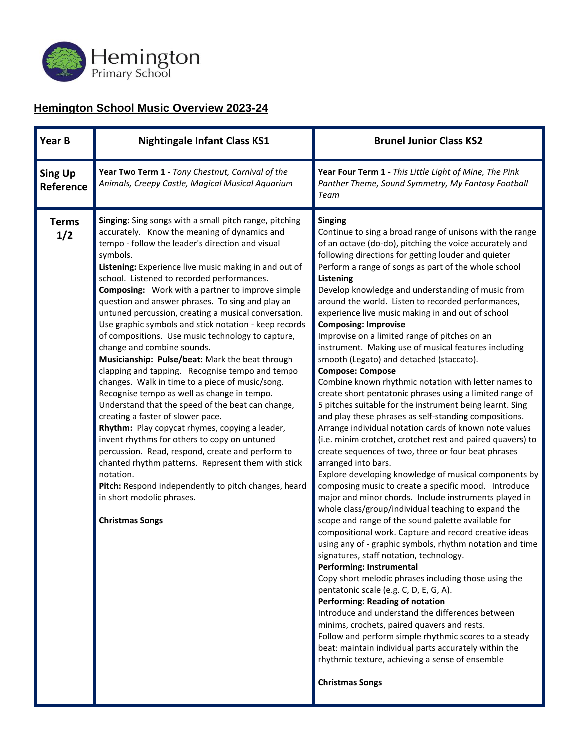Hemington Primary School

## Hemington School Music Overview 2023-24

| Year B | Nightingale Infant Class KS1 | Brunel Junior Class KS2 |
|---|---|---|
| **Sing Up Reference** | **Year Two Term 1 -** *Tony Chestnut, Carnival of the Animals, Creepy Castle, Magical Musical Aquarium* | **Year Four Term 1 -** *This Little Light of Mine, The Pink Panther Theme, Sound Symmetry, My Fantasy Football Team* |
| **Terms 1/2** | **Singing:** Sing songs with a small pitch range, pitching accurately. Know the meaning of dynamics and tempo - follow the leader's direction and visual symbols.<br>**Listening:** Experience live music making in and out of school. Listened to recorded performances.<br>**Composing:** Work with a partner to improve simple question and answer phrases. To sing and play an untuned percussion, creating a musical conversation. Use graphic symbols and stick notation - keep records of compositions. Use music technology to capture, change and combine sounds.<br>**Musicianship: Pulse/beat:** Mark the beat through clapping and tapping. Recognise tempo and tempo changes. Walk in time to a piece of music/song. Recognise tempo as well as change in tempo. Understand that the speed of the beat can change, creating a faster of slower pace.<br>**Rhythm:** Play copycat rhymes, copying a leader, invent rhythms for others to copy on untuned percussion. Read, respond, create and perform to chanted rhythm patterns. Represent them with stick notation.<br>**Pitch:** Respond independently to pitch changes, heard in short modolic phrases.<br><br>**Christmas Songs** | **Singing**<br>Continue to sing a broad range of unisons with the range of an octave (do-do), pitching the voice accurately and following directions for getting louder and quieter<br>Perform a range of songs as part of the whole school<br>**Listening**<br>Develop knowledge and understanding of music from around the world. Listen to recorded performances, experience live music making in and out of school<br>**Composing: Improvise**<br>Improvise on a limited range of pitches on an instrument. Making use of musical features including smooth (Legato) and detached (staccato).<br>**Compose: Compose**<br>Combine known rhythmic notation with letter names to create short pentatonic phrases using a limited range of 5 pitches suitable for the instrument being learnt. Sing and play these phrases as self-standing compositions.<br>Arrange individual notation cards of known note values (i.e. minim crotchet, crotchet rest and paired quavers) to create sequences of two, three or four beat phrases arranged into bars.<br>Explore developing knowledge of musical components by composing music to create a specific mood. Introduce major and minor chords. Include instruments played in whole class/group/individual teaching to expand the scope and range of the sound palette available for compositional work. Capture and record creative ideas using any of - graphic symbols, rhythm notation and time signatures, staff notation, technology.<br>**Performing: Instrumental**<br>Copy short melodic phrases including those using the pentatonic scale (e.g. C, D, E, G, A).<br>**Performing: Reading of notation**<br>Introduce and understand the differences between minims, crochets, paired quavers and rests.<br>Follow and perform simple rhythmic scores to a steady beat: maintain individual parts accurately within the rhythmic texture, achieving a sense of ensemble<br><br>**Christmas Songs** |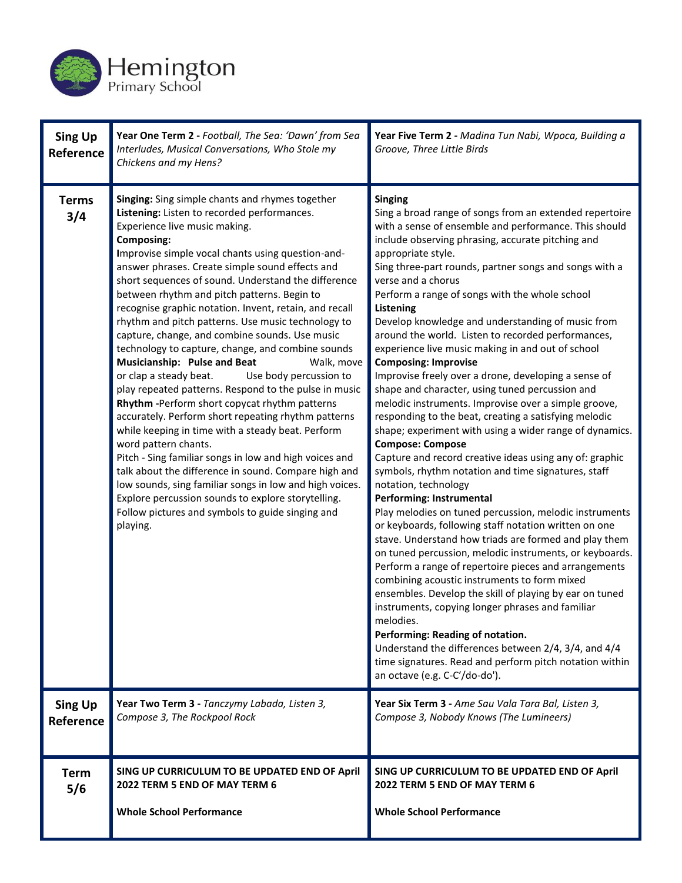Hemington Primary School

| | | |
|---|---|---|
| **Sing Up Reference** | **Year One Term 2 -** *Football, The Sea: 'Dawn' from Sea Interludes, Musical Conversations, Who Stole my Chickens and my Hens?* | **Year Five Term 2 -** *Madina Tun Nabi, Wpoca, Building a Groove, Three Little Birds* |
| **Terms 3/4** | **Singing:** Sing simple chants and rhymes together<br>**Listening:** Listen to recorded performances. Experience live music making.<br>**Composing:**<br>**I**mprovise simple vocal chants using question-and-answer phrases. Create simple sound effects and short sequences of sound. Understand the difference between rhythm and pitch patterns. Begin to recognise graphic notation. Invent, retain, and recall rhythm and pitch patterns. Use music technology to capture, change, and combine sounds. Use music technology to capture, change, and combine sounds<br>**Musicianship: Pulse and Beat** Walk, move or clap a steady beat. Use body percussion to play repeated patterns. Respond to the pulse in music<br>**Rhythm -**Perform short copycat rhythm patterns accurately. Perform short repeating rhythm patterns while keeping in time with a steady beat. Perform word pattern chants.<br>Pitch - Sing familiar songs in low and high voices and talk about the difference in sound. Compare high and low sounds, sing familiar songs in low and high voices. Explore percussion sounds to explore storytelling. Follow pictures and symbols to guide singing and playing. | **Singing**<br>Sing a broad range of songs from an extended repertoire with a sense of ensemble and performance. This should include observing phrasing, accurate pitching and appropriate style.<br>Sing three-part rounds, partner songs and songs with a verse and a chorus<br>Perform a range of songs with the whole school<br>**Listening**<br>Develop knowledge and understanding of music from around the world. Listen to recorded performances, experience live music making in and out of school<br>**Composing: Improvise**<br>Improvise freely over a drone, developing a sense of shape and character, using tuned percussion and melodic instruments. Improvise over a simple groove, responding to the beat, creating a satisfying melodic shape; experiment with using a wider range of dynamics.<br>**Compose: Compose**<br>Capture and record creative ideas using any of: graphic symbols, rhythm notation and time signatures, staff notation, technology<br>**Performing: Instrumental**<br>Play melodies on tuned percussion, melodic instruments or keyboards, following staff notation written on one stave. Understand how triads are formed and play them on tuned percussion, melodic instruments, or keyboards. Perform a range of repertoire pieces and arrangements combining acoustic instruments to form mixed ensembles. Develop the skill of playing by ear on tuned instruments, copying longer phrases and familiar melodies.<br>**Performing: Reading of notation.**<br>Understand the differences between 2/4, 3/4, and 4/4 time signatures. Read and perform pitch notation within an octave (e.g. C-C'/do-do'). |
| **Sing Up Reference** | **Year Two Term 3 -** *Tanczymy Labada, Listen 3, Compose 3, The Rockpool Rock* | **Year Six Term 3 -** *Ame Sau Vala Tara Bal, Listen 3, Compose 3, Nobody Knows (The Lumineers)* |
| **Term 5/6** | **SING UP CURRICULUM TO BE UPDATED END OF April 2022 TERM 5 END OF MAY TERM 6**<br><br>**Whole School Performance** | **SING UP CURRICULUM TO BE UPDATED END OF April 2022 TERM 5 END OF MAY TERM 6**<br><br>**Whole School Performance** |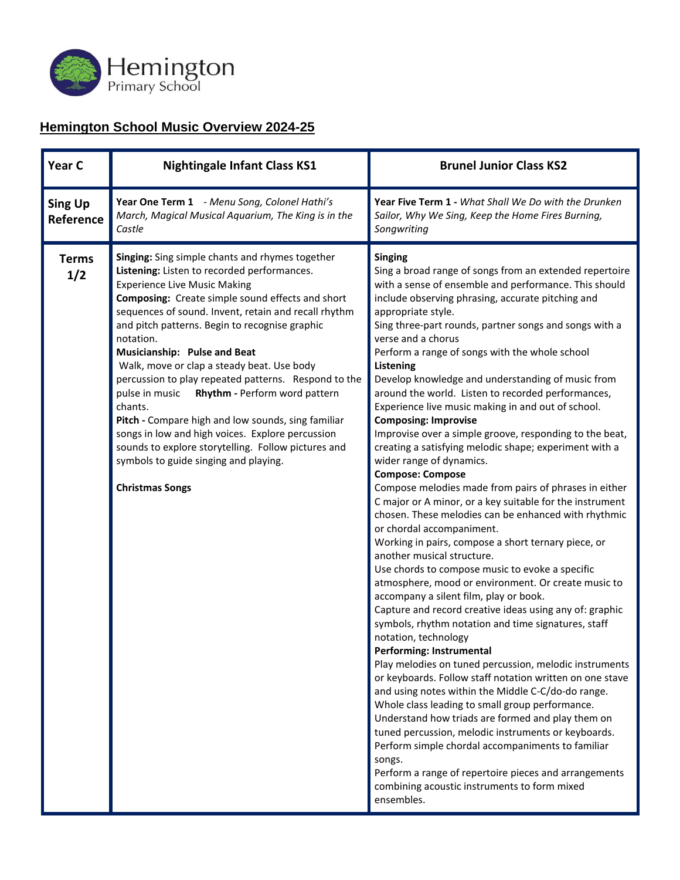## Hemington School Music Overview 2024-25

| Year C | Nightingale Infant Class KS1 | Brunel Junior Class KS2 |
|---|---|---|
| **Sing Up Reference** | **Year One Term 1** - *Menu Song, Colonel Hathi's March, Magical Musical Aquarium, The King is in the Castle* | **Year Five Term 1 -** *What Shall We Do with the Drunken Sailor, Why We Sing, Keep the Home Fires Burning, Songwriting* |
| **Terms 1/2** | **Singing:** Sing simple chants and rhymes together<br>**Listening:** Listen to recorded performances. Experience Live Music Making<br>**Composing:** Create simple sound effects and short sequences of sound. Invent, retain and recall rhythm and pitch patterns. Begin to recognise graphic notation.<br>**Musicianship: Pulse and Beat**<br>Walk, move or clap a steady beat. Use body percussion to play repeated patterns. Respond to the pulse in music **Rhythm -** Perform word pattern chants.<br>**Pitch -** Compare high and low sounds, sing familiar songs in low and high voices. Explore percussion sounds to explore storytelling. Follow pictures and symbols to guide singing and playing.<br><br>**Christmas Songs** | **Singing**<br>Sing a broad range of songs from an extended repertoire with a sense of ensemble and performance. This should include observing phrasing, accurate pitching and appropriate style.<br>Sing three-part rounds, partner songs and songs with a verse and a chorus<br>Perform a range of songs with the whole school<br>**Listening**<br>Develop knowledge and understanding of music from around the world. Listen to recorded performances, Experience live music making in and out of school.<br>**Composing: Improvise**<br>Improvise over a simple groove, responding to the beat, creating a satisfying melodic shape; experiment with a wider range of dynamics.<br>**Compose: Compose**<br>Compose melodies made from pairs of phrases in either C major or A minor, or a key suitable for the instrument chosen. These melodies can be enhanced with rhythmic or chordal accompaniment.<br>Working in pairs, compose a short ternary piece, or another musical structure.<br>Use chords to compose music to evoke a specific atmosphere, mood or environment. Or create music to accompany a silent film, play or book.<br>Capture and record creative ideas using any of: graphic symbols, rhythm notation and time signatures, staff notation, technology<br>**Performing: Instrumental**<br>Play melodies on tuned percussion, melodic instruments or keyboards. Follow staff notation written on one stave and using notes within the Middle C-C/do-do range. Whole class leading to small group performance.<br>Understand how triads are formed and play them on tuned percussion, melodic instruments or keyboards.<br>Perform simple chordal accompaniments to familiar songs.<br>Perform a range of repertoire pieces and arrangements combining acoustic instruments to form mixed ensembles. |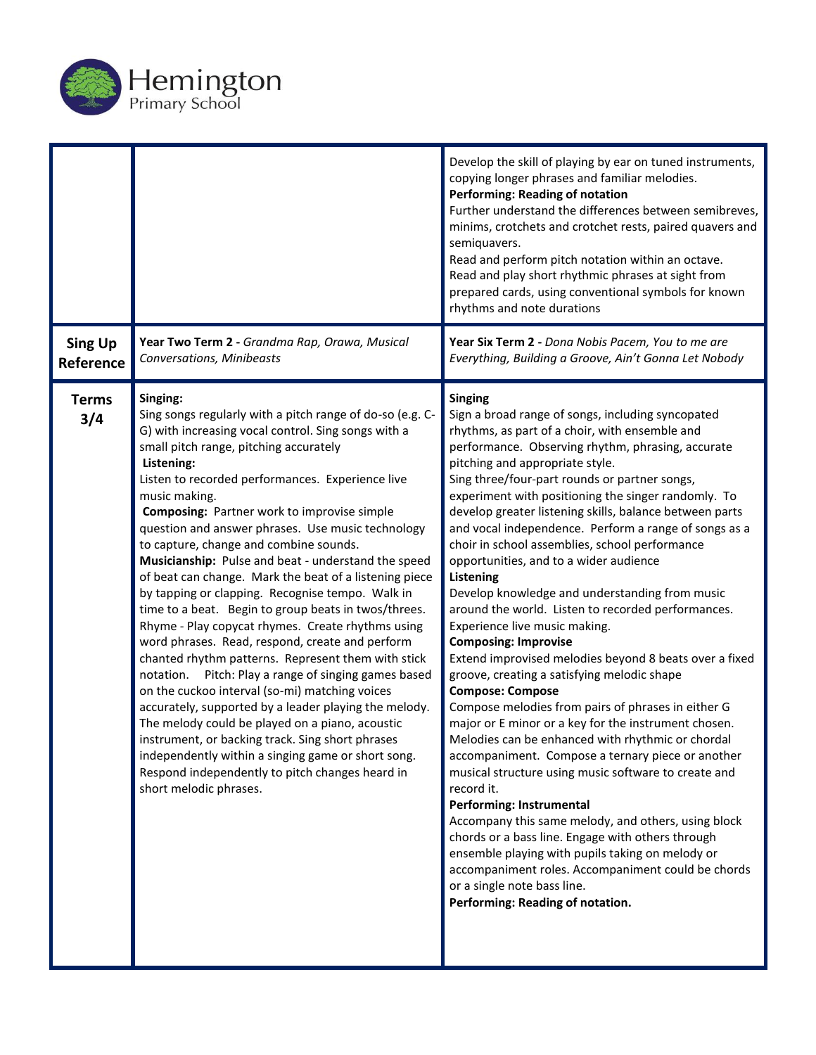| | | |
|---|---|---|
| | | Develop the skill of playing by ear on tuned instruments, copying longer phrases and familiar melodies.<br>**Performing: Reading of notation**<br>Further understand the differences between semibreves, minims, crotchets and crotchet rests, paired quavers and semiquavers.<br>Read and perform pitch notation within an octave.<br>Read and play short rhythmic phrases at sight from prepared cards, using conventional symbols for known rhythms and note durations |
| **Sing Up Reference** | **Year Two Term 2 -** *Grandma Rap, Orawa, Musical Conversations, Minibeasts* | **Year Six Term 2 -** *Dona Nobis Pacem, You to me are Everything, Building a Groove, Ain't Gonna Let Nobody* |
| **Terms 3/4** | **Singing:**<br>Sing songs regularly with a pitch range of do-so (e.g. C-G) with increasing vocal control. Sing songs with a small pitch range, pitching accurately<br>**Listening:**<br>Listen to recorded performances. Experience live music making.<br>**Composing:** Partner work to improvise simple question and answer phrases. Use music technology to capture, change and combine sounds.<br>**Musicianship:** Pulse and beat - understand the speed of beat can change. Mark the beat of a listening piece by tapping or clapping. Recognise tempo. Walk in time to a beat. Begin to group beats in twos/threes. Rhyme - Play copycat rhymes. Create rhythms using word phrases. Read, respond, create and perform chanted rhythm patterns. Represent them with stick notation. Pitch: Play a range of singing games based on the cuckoo interval (so-mi) matching voices accurately, supported by a leader playing the melody. The melody could be played on a piano, acoustic instrument, or backing track. Sing short phrases independently within a singing game or short song. Respond independently to pitch changes heard in short melodic phrases. | **Singing**<br>Sign a broad range of songs, including syncopated rhythms, as part of a choir, with ensemble and performance. Observing rhythm, phrasing, accurate pitching and appropriate style.<br>Sing three/four-part rounds or partner songs, experiment with positioning the singer randomly. To develop greater listening skills, balance between parts and vocal independence. Perform a range of songs as a choir in school assemblies, school performance opportunities, and to a wider audience<br>**Listening**<br>Develop knowledge and understanding from music around the world. Listen to recorded performances. Experience live music making.<br>**Composing: Improvise**<br>Extend improvised melodies beyond 8 beats over a fixed groove, creating a satisfying melodic shape<br>**Compose: Compose**<br>Compose melodies from pairs of phrases in either G major or E minor or a key for the instrument chosen. Melodies can be enhanced with rhythmic or chordal accompaniment. Compose a ternary piece or another musical structure using music software to create and record it.<br>**Performing: Instrumental**<br>Accompany this same melody, and others, using block chords or a bass line. Engage with others through ensemble playing with pupils taking on melody or accompaniment roles. Accompaniment could be chords or a single note bass line.<br>**Performing: Reading of notation.** |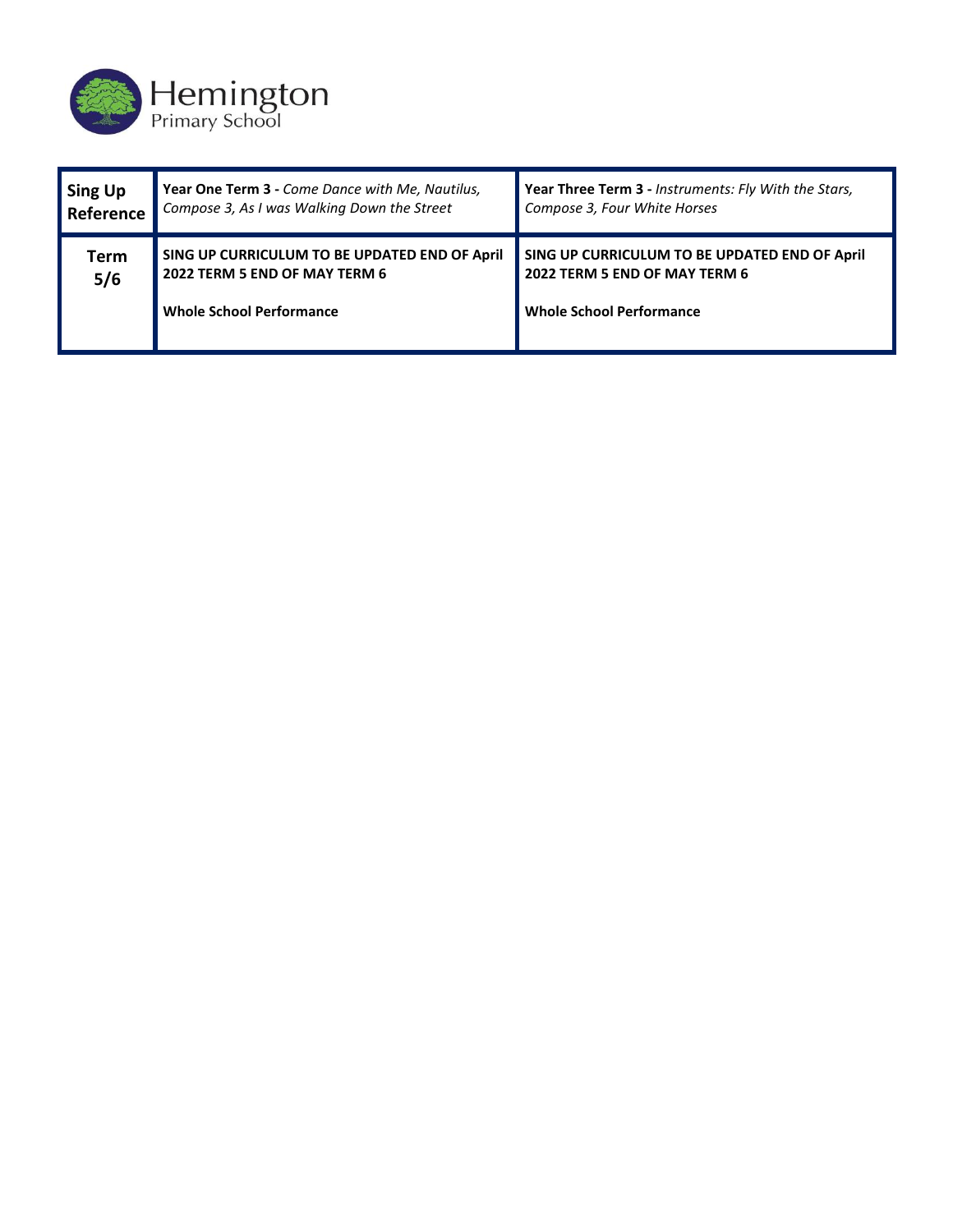| **Sing Up Reference** | **Year One Term 3 -** *Come Dance with Me, Nautilus, Compose 3, As I was Walking Down the Street* | **Year Three Term 3 -** *Instruments: Fly With the Stars, Compose 3, Four White Horses* |
|---|---|---|
| **Term 5/6** | **SING UP CURRICULUM TO BE UPDATED END OF April 2022 TERM 5 END OF MAY TERM 6**<br><br>**Whole School Performance** | **SING UP CURRICULUM TO BE UPDATED END OF April 2022 TERM 5 END OF MAY TERM 6**<br><br>**Whole School Performance** |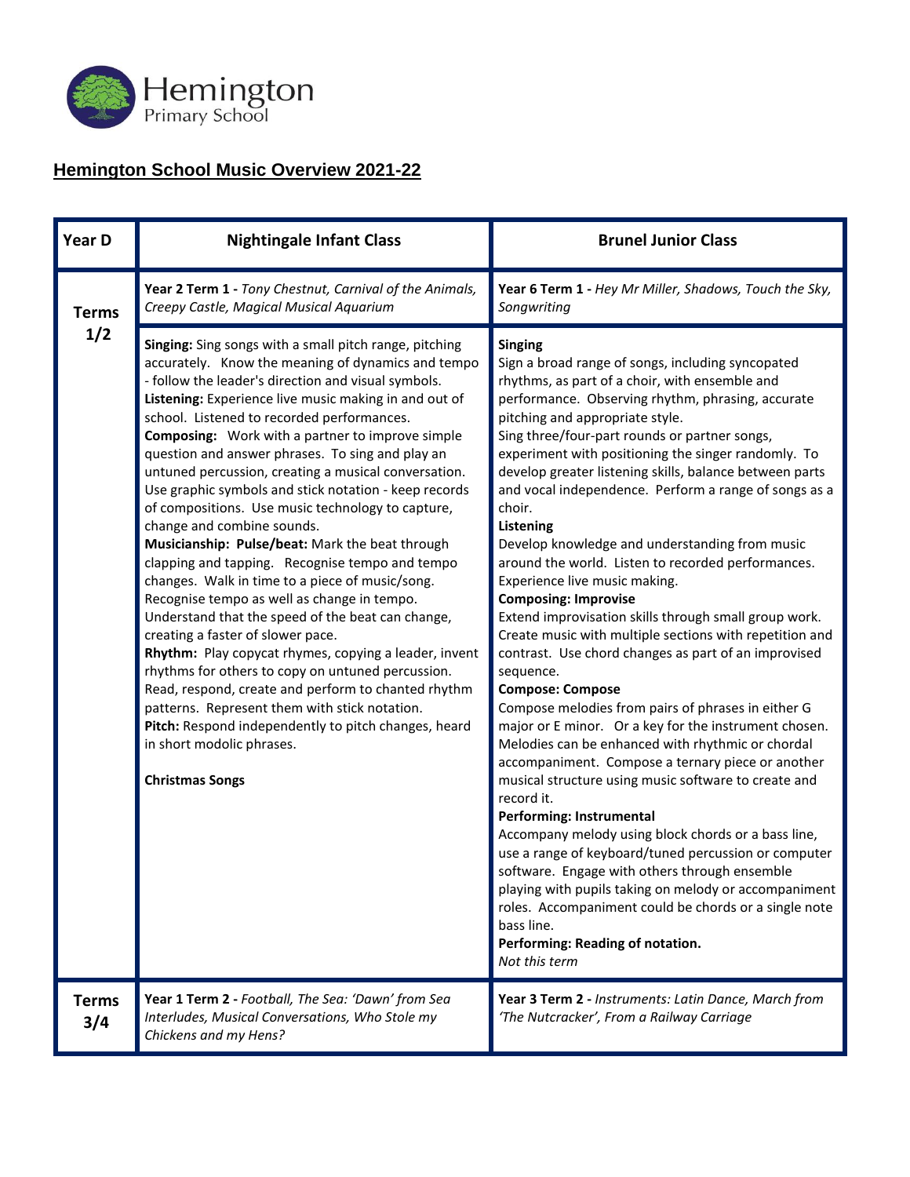Hemington Primary School

## Hemington School Music Overview 2021-22

| Year D | Nightingale Infant Class | Brunel Junior Class |
|---|---|---|
| **Terms 1/2** | **Year 2 Term 1 -** *Tony Chestnut, Carnival of the Animals, Creepy Castle, Magical Musical Aquarium* | **Year 6 Term 1 -** *Hey Mr Miller, Shadows, Touch the Sky, Songwriting* |
| | **Singing:** Sing songs with a small pitch range, pitching accurately. Know the meaning of dynamics and tempo - follow the leader's direction and visual symbols. **Listening:** Experience live music making in and out of school. Listened to recorded performances. **Composing:** Work with a partner to improve simple question and answer phrases. To sing and play an untuned percussion, creating a musical conversation. Use graphic symbols and stick notation - keep records of compositions. Use music technology to capture, change and combine sounds. **Musicianship: Pulse/beat:** Mark the beat through clapping and tapping. Recognise tempo and tempo changes. Walk in time to a piece of music/song. Recognise tempo as well as change in tempo. Understand that the speed of the beat can change, creating a faster of slower pace. **Rhythm:** Play copycat rhymes, copying a leader, invent rhythms for others to copy on untuned percussion. Read, respond, create and perform to chanted rhythm patterns. Represent them with stick notation. **Pitch:** Respond independently to pitch changes, heard in short modolic phrases.<br><br>**Christmas Songs** | **Singing**<br>Sign a broad range of songs, including syncopated rhythms, as part of a choir, with ensemble and performance. Observing rhythm, phrasing, accurate pitching and appropriate style.<br>Sing three/four-part rounds or partner songs, experiment with positioning the singer randomly. To develop greater listening skills, balance between parts and vocal independence. Perform a range of songs as a choir.<br>**Listening**<br>Develop knowledge and understanding from music around the world. Listen to recorded performances. Experience live music making.<br>**Composing: Improvise**<br>Extend improvisation skills through small group work. Create music with multiple sections with repetition and contrast. Use chord changes as part of an improvised sequence.<br>**Compose: Compose**<br>Compose melodies from pairs of phrases in either G major or E minor. Or a key for the instrument chosen. Melodies can be enhanced with rhythmic or chordal accompaniment. Compose a ternary piece or another musical structure using music software to create and record it.<br>**Performing: Instrumental**<br>Accompany melody using block chords or a bass line, use a range of keyboard/tuned percussion or computer software. Engage with others through ensemble playing with pupils taking on melody or accompaniment roles. Accompaniment could be chords or a single note bass line.<br>**Performing: Reading of notation.**<br>*Not this term* |
| **Terms 3/4** | **Year 1 Term 2 -** *Football, The Sea: 'Dawn' from Sea Interludes, Musical Conversations, Who Stole my Chickens and my Hens?* | **Year 3 Term 2 -** *Instruments: Latin Dance, March from 'The Nutcracker', From a Railway Carriage* |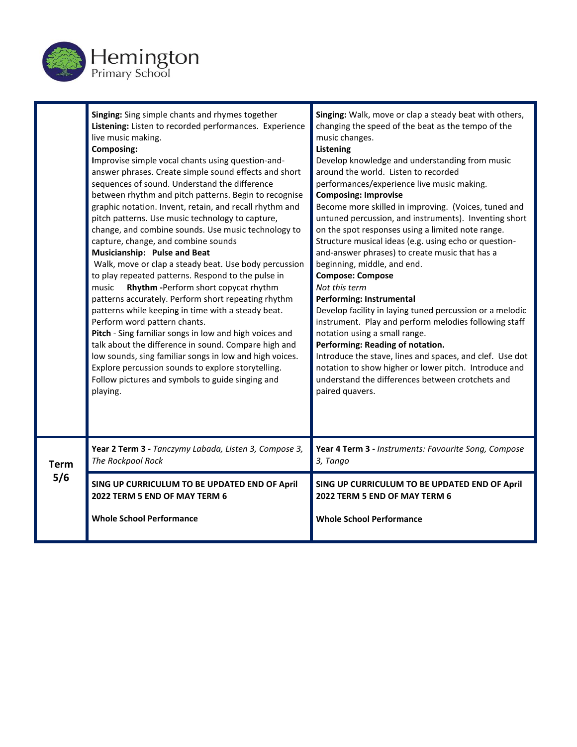Hemington Primary School

| | | |
|---|---|---|
| | **Singing:** Sing simple chants and rhymes together<br>**Listening:** Listen to recorded performances. Experience live music making.<br>**Composing:**<br>**I**mprovise simple vocal chants using question-and-answer phrases. Create simple sound effects and short sequences of sound. Understand the difference between rhythm and pitch patterns. Begin to recognise graphic notation. Invent, retain, and recall rhythm and pitch patterns. Use music technology to capture, change, and combine sounds. Use music technology to capture, change, and combine sounds<br>**Musicianship: Pulse and Beat**<br>Walk, move or clap a steady beat. Use body percussion to play repeated patterns. Respond to the pulse in music **Rhythm -**Perform short copycat rhythm patterns accurately. Perform short repeating rhythm patterns while keeping in time with a steady beat. Perform word pattern chants.<br>**Pitch** - Sing familiar songs in low and high voices and talk about the difference in sound. Compare high and low sounds, sing familiar songs in low and high voices. Explore percussion sounds to explore storytelling. Follow pictures and symbols to guide singing and playing. | **Singing:** Walk, move or clap a steady beat with others, changing the speed of the beat as the tempo of the music changes.<br>**Listening**<br>Develop knowledge and understanding from music around the world. Listen to recorded performances/experience live music making.<br>**Composing: Improvise**<br>Become more skilled in improving. (Voices, tuned and untuned percussion, and instruments). Inventing short on the spot responses using a limited note range. Structure musical ideas (e.g. using echo or question-and-answer phrases) to create music that has a beginning, middle, and end.<br>**Compose: Compose**<br>*Not this term*<br>**Performing: Instrumental**<br>Develop facility in laying tuned percussion or a melodic instrument. Play and perform melodies following staff notation using a small range.<br>**Performing: Reading of notation.**<br>Introduce the stave, lines and spaces, and clef. Use dot notation to show higher or lower pitch. Introduce and understand the differences between crotchets and paired quavers. |
| **Term 5/6** | **Year 2 Term 3 -** *Tanczymy Labada, Listen 3, Compose 3, The Rockpool Rock* | **Year 4 Term 3 -** *Instruments: Favourite Song, Compose 3, Tango* |
| | **SING UP CURRICULUM TO BE UPDATED END OF April 2022 TERM 5 END OF MAY TERM 6**<br><br>**Whole School Performance** | **SING UP CURRICULUM TO BE UPDATED END OF April 2022 TERM 5 END OF MAY TERM 6**<br><br>**Whole School Performance** |